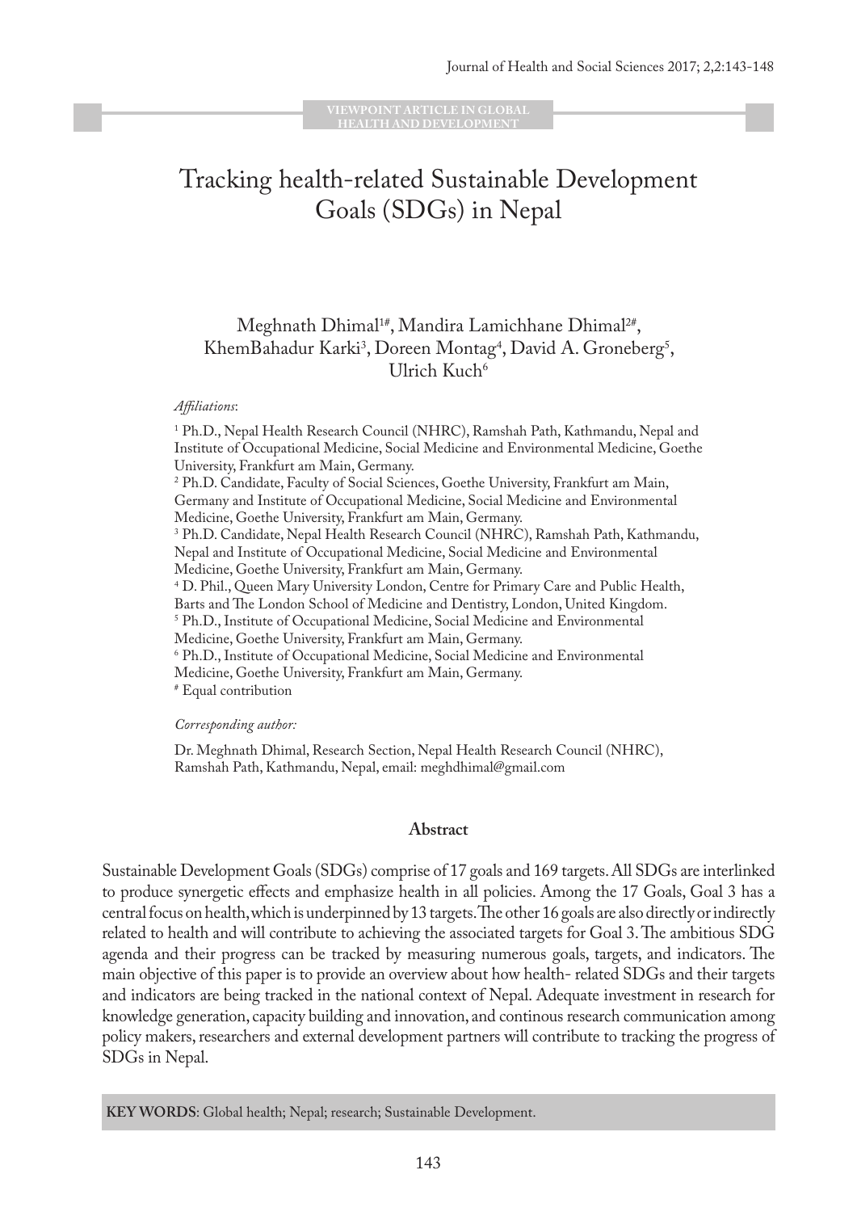VIEWPOINT ARTICLE IN GLOBAL HEALTH AND DEVELOPMENT

# Tracking health-related Sustainable Development Goals (SDGs) in Nepal

Meghnath Dhimal[1#], Mandira Lamichhane Dhimal[2#], KhemBahadur Karki[3], Doreen Montag[4], David A. Groneberg[5], Ulrich Kuch[6]

*Affiliations*:

[1] Ph.D., Nepal Health Research Council (NHRC), Ramshah Path, Kathmandu, Nepal and Institute of Occupational Medicine, Social Medicine and Environmental Medicine, Goethe University, Frankfurt am Main, Germany.

[2] Ph.D. Candidate, Faculty of Social Sciences, Goethe University, Frankfurt am Main, Germany and Institute of Occupational Medicine, Social Medicine and Environmental Medicine, Goethe University, Frankfurt am Main, Germany.

[3] Ph.D. Candidate, Nepal Health Research Council (NHRC), Ramshah Path, Kathmandu, Nepal and Institute of Occupational Medicine, Social Medicine and Environmental Medicine, Goethe University, Frankfurt am Main, Germany.

[4] D. Phil., Queen Mary University London, Centre for Primary Care and Public Health, Barts and The London School of Medicine and Dentistry, London, United Kingdom.

[5] Ph.D., Institute of Occupational Medicine, Social Medicine and Environmental Medicine, Goethe University, Frankfurt am Main, Germany.

[6] Ph.D., Institute of Occupational Medicine, Social Medicine and Environmental Medicine, Goethe University, Frankfurt am Main, Germany.

[#] Equal contribution

*Corresponding author:*

Dr. Meghnath Dhimal, Research Section, Nepal Health Research Council (NHRC), Ramshah Path, Kathmandu, Nepal, email: meghdhimal@gmail.com

## Abstract

Sustainable Development Goals (SDGs) comprise of 17 goals and 169 targets. All SDGs are interlinked to produce synergetic effects and emphasize health in all policies. Among the 17 Goals, Goal 3 has a central focus on health, which is underpinned by 13 targets. The other 16 goals are also directly or indirectly related to health and will contribute to achieving the associated targets for Goal 3. The ambitious SDG agenda and their progress can be tracked by measuring numerous goals, targets, and indicators. The main objective of this paper is to provide an overview about how health- related SDGs and their targets and indicators are being tracked in the national context of Nepal. Adequate investment in research for knowledge generation, capacity building and innovation, and continous research communication among policy makers, researchers and external development partners will contribute to tracking the progress of SDGs in Nepal.

**KEY WORDS**: Global health; Nepal; research; Sustainable Development.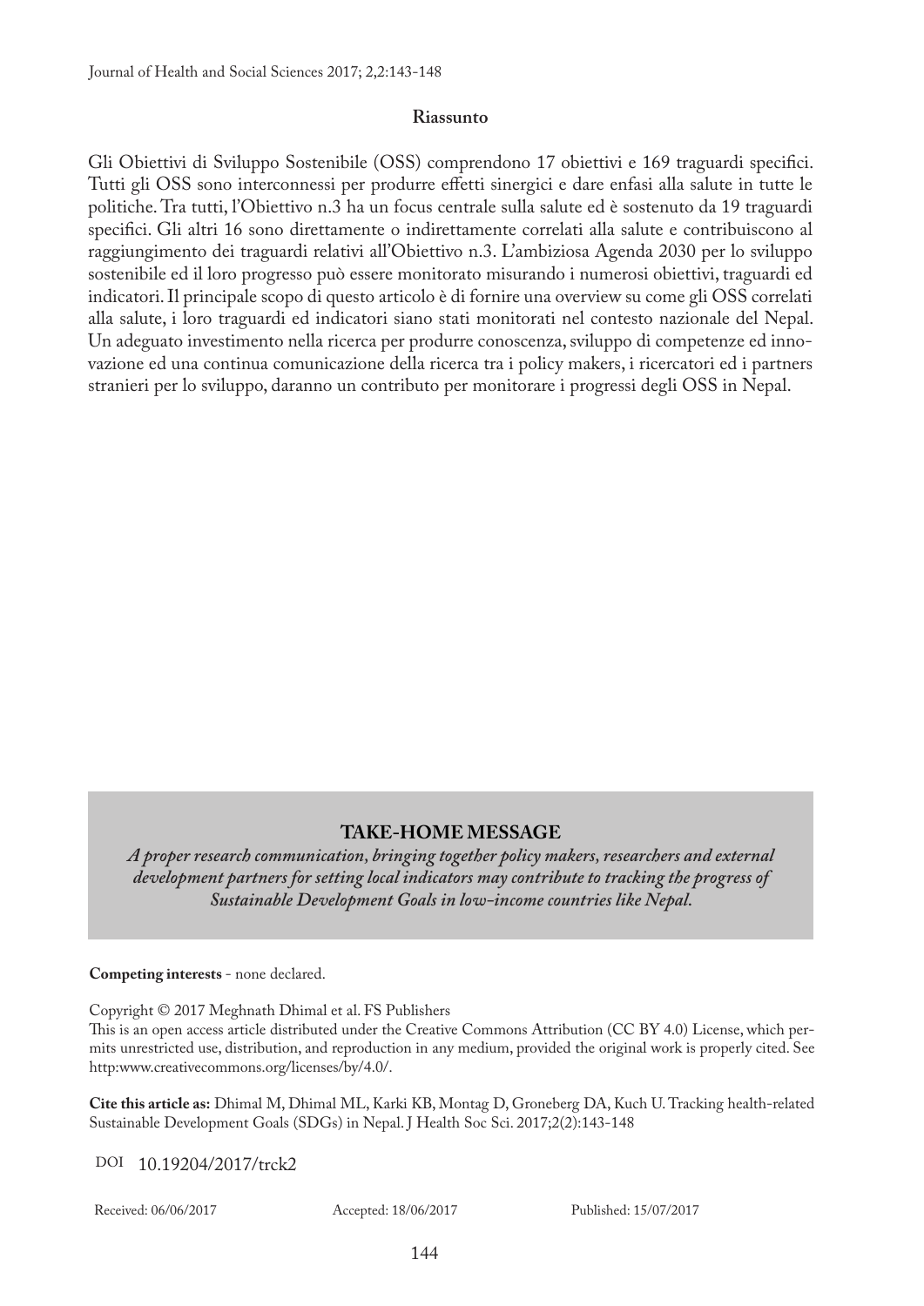**Riassunto**

Gli Obiettivi di Sviluppo Sostenibile (OSS) comprendono 17 obiettivi e 169 traguardi specifici. Tutti gli OSS sono interconnessi per produrre effetti sinergici e dare enfasi alla salute in tutte le politiche. Tra tutti, l'Obiettivo n.3 ha un focus centrale sulla salute ed è sostenuto da 19 traguardi specifici. Gli altri 16 sono direttamente o indirettamente correlati alla salute e contribuiscono al raggiungimento dei traguardi relativi all'Obiettivo n.3. L'ambiziosa Agenda 2030 per lo sviluppo sostenibile ed il loro progresso può essere monitorato misurando i numerosi obiettivi, traguardi ed indicatori. Il principale scopo di questo articolo è di fornire una overview su come gli OSS correlati alla salute, i loro traguardi ed indicatori siano stati monitorati nel contesto nazionale del Nepal. Un adeguato investimento nella ricerca per produrre conoscenza, sviluppo di competenze ed innovazione ed una continua comunicazione della ricerca tra i policy makers, i ricercatori ed i partners stranieri per lo sviluppo, daranno un contributo per monitorare i progressi degli OSS in Nepal.

**TAKE-HOME MESSAGE**

***A proper research communication, bringing together policy makers, researchers and external development partners for setting local indicators may contribute to tracking the progress of Sustainable Development Goals in low-income countries like Nepal.***

**Competing interests** - none declared.

Copyright © 2017 Meghnath Dhimal et al. FS Publishers
This is an open access article distributed under the Creative Commons Attribution (CC BY 4.0) License, which permits unrestricted use, distribution, and reproduction in any medium, provided the original work is properly cited. See http:www.creativecommons.org/licenses/by/4.0/.

**Cite this article as:** Dhimal M, Dhimal ML, Karki KB, Montag D, Groneberg DA, Kuch U. Tracking health-related Sustainable Development Goals (SDGs) in Nepal. J Health Soc Sci. 2017;2(2):143-148

DOI 10.19204/2017/trck2

Received: 06/06/2017 Accepted: 18/06/2017 Published: 15/07/2017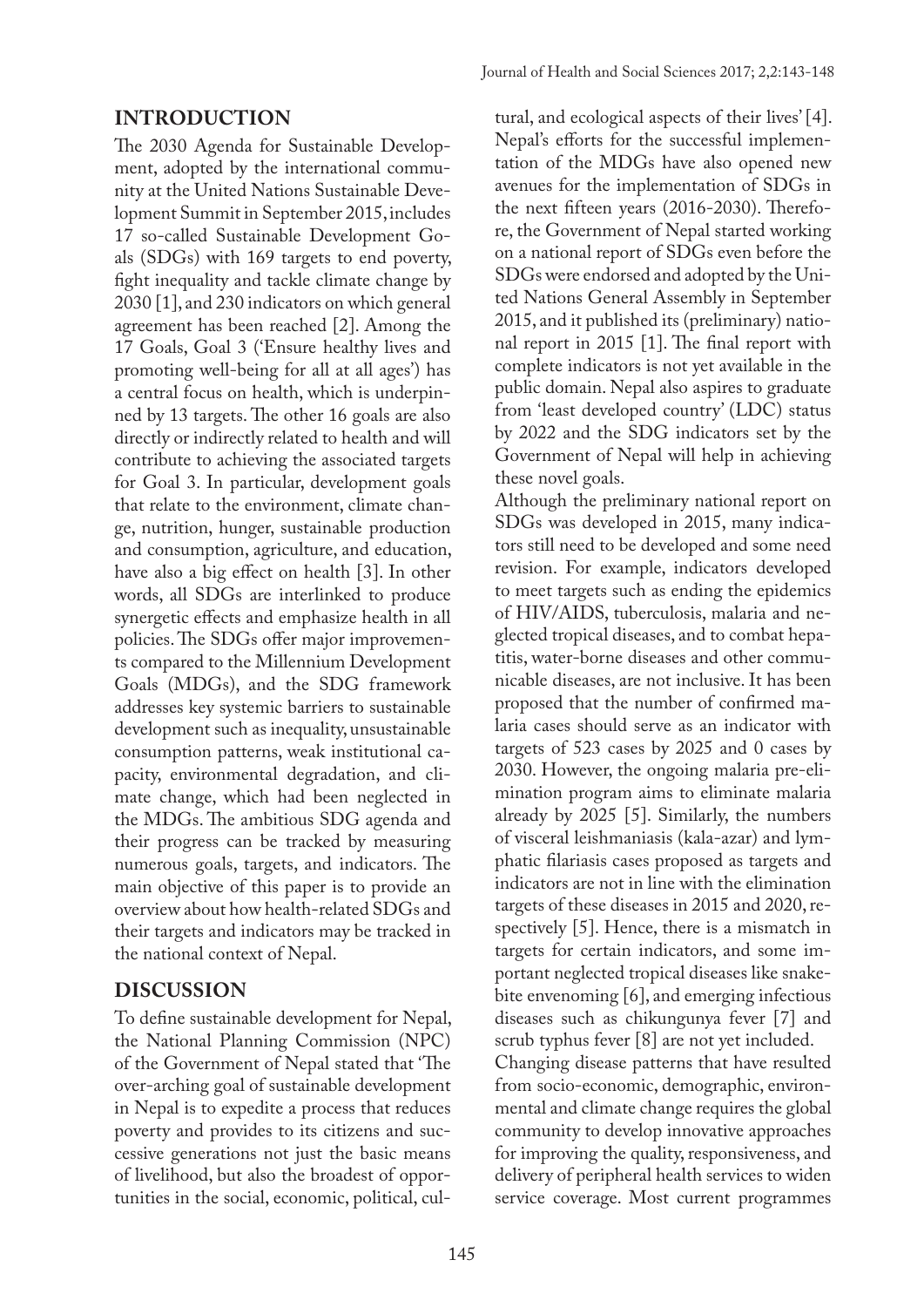## INTRODUCTION

The 2030 Agenda for Sustainable Development, adopted by the international community at the United Nations Sustainable Development Summit in September 2015, includes 17 so-called Sustainable Development Goals (SDGs) with 169 targets to end poverty, fight inequality and tackle climate change by 2030 [1], and 230 indicators on which general agreement has been reached [2]. Among the 17 Goals, Goal 3 ('Ensure healthy lives and promoting well-being for all at all ages') has a central focus on health, which is underpinned by 13 targets. The other 16 goals are also directly or indirectly related to health and will contribute to achieving the associated targets for Goal 3. In particular, development goals that relate to the environment, climate change, nutrition, hunger, sustainable production and consumption, agriculture, and education, have also a big effect on health [3]. In other words, all SDGs are interlinked to produce synergetic effects and emphasize health in all policies. The SDGs offer major improvements compared to the Millennium Development Goals (MDGs), and the SDG framework addresses key systemic barriers to sustainable development such as inequality, unsustainable consumption patterns, weak institutional capacity, environmental degradation, and climate change, which had been neglected in the MDGs. The ambitious SDG agenda and their progress can be tracked by measuring numerous goals, targets, and indicators. The main objective of this paper is to provide an overview about how health-related SDGs and their targets and indicators may be tracked in the national context of Nepal.

## DISCUSSION

To define sustainable development for Nepal, the National Planning Commission (NPC) of the Government of Nepal stated that 'The over-arching goal of sustainable development in Nepal is to expedite a process that reduces poverty and provides to its citizens and successive generations not just the basic means of livelihood, but also the broadest of opportunities in the social, economic, political, cultural, and ecological aspects of their lives' [4]. Nepal's efforts for the successful implementation of the MDGs have also opened new avenues for the implementation of SDGs in the next fifteen years (2016-2030). Therefore, the Government of Nepal started working on a national report of SDGs even before the SDGs were endorsed and adopted by the United Nations General Assembly in September 2015, and it published its (preliminary) national report in 2015 [1]. The final report with complete indicators is not yet available in the public domain. Nepal also aspires to graduate from 'least developed country' (LDC) status by 2022 and the SDG indicators set by the Government of Nepal will help in achieving these novel goals.

Although the preliminary national report on SDGs was developed in 2015, many indicators still need to be developed and some need revision. For example, indicators developed to meet targets such as ending the epidemics of HIV/AIDS, tuberculosis, malaria and neglected tropical diseases, and to combat hepatitis, water-borne diseases and other communicable diseases, are not inclusive. It has been proposed that the number of confirmed malaria cases should serve as an indicator with targets of 523 cases by 2025 and 0 cases by 2030. However, the ongoing malaria pre-elimination program aims to eliminate malaria already by 2025 [5]. Similarly, the numbers of visceral leishmaniasis (kala-azar) and lymphatic filariasis cases proposed as targets and indicators are not in line with the elimination targets of these diseases in 2015 and 2020, respectively [5]. Hence, there is a mismatch in targets for certain indicators, and some important neglected tropical diseases like snakebite envenoming [6], and emerging infectious diseases such as chikungunya fever [7] and scrub typhus fever [8] are not yet included.

Changing disease patterns that have resulted from socio-economic, demographic, environmental and climate change requires the global community to develop innovative approaches for improving the quality, responsiveness, and delivery of peripheral health services to widen service coverage. Most current programmes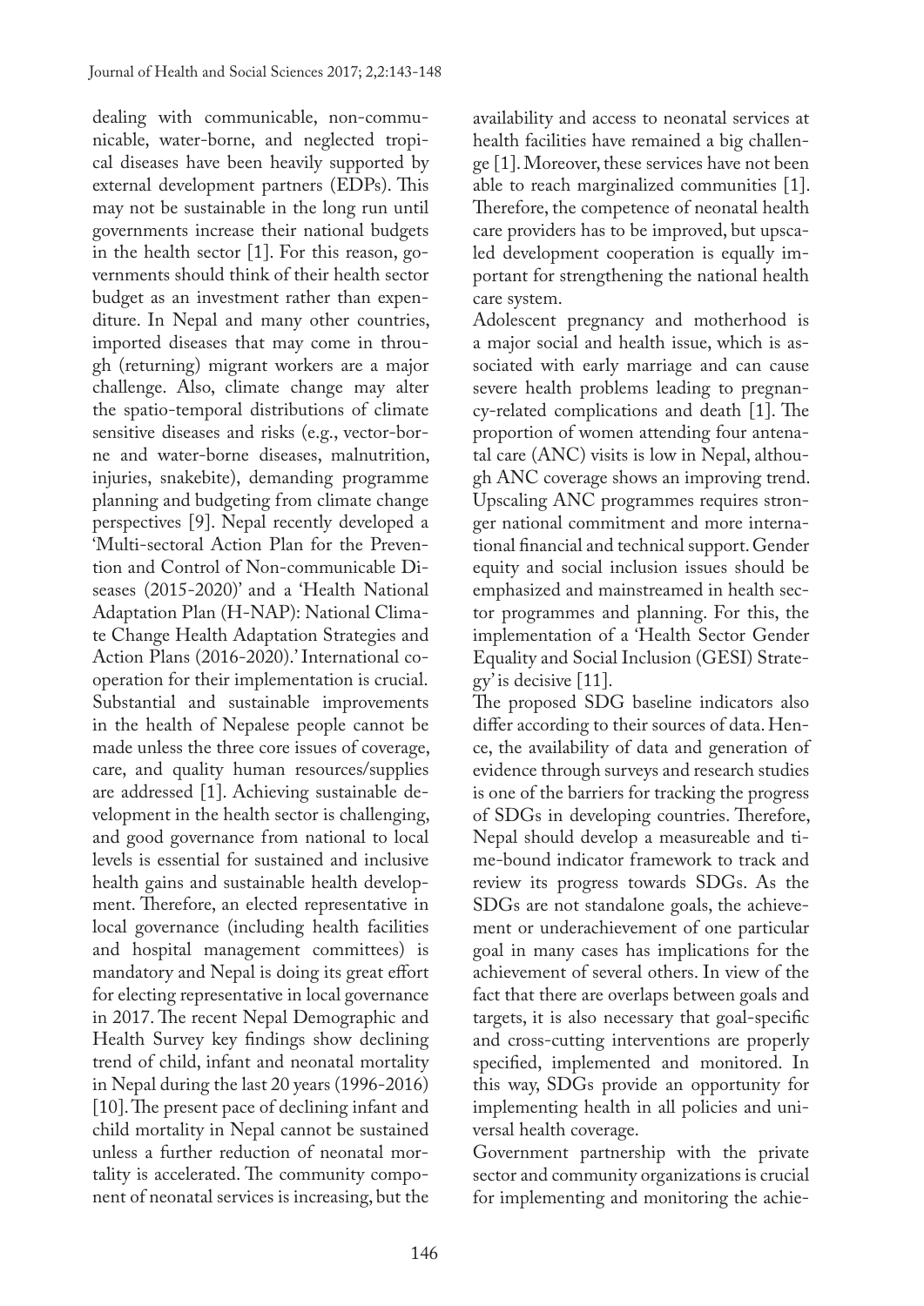dealing with communicable, non-communicable, water-borne, and neglected tropical diseases have been heavily supported by external development partners (EDPs). This may not be sustainable in the long run until governments increase their national budgets in the health sector [1]. For this reason, governments should think of their health sector budget as an investment rather than expenditure. In Nepal and many other countries, imported diseases that may come in through (returning) migrant workers are a major challenge. Also, climate change may alter the spatio-temporal distributions of climate sensitive diseases and risks (e.g., vector-borne and water-borne diseases, malnutrition, injuries, snakebite), demanding programme planning and budgeting from climate change perspectives [9]. Nepal recently developed a 'Multi-sectoral Action Plan for the Prevention and Control of Non-communicable Diseases (2015-2020)' and a 'Health National Adaptation Plan (H-NAP): National Climate Change Health Adaptation Strategies and Action Plans (2016-2020).' International cooperation for their implementation is crucial. Substantial and sustainable improvements in the health of Nepalese people cannot be made unless the three core issues of coverage, care, and quality human resources/supplies are addressed [1]. Achieving sustainable development in the health sector is challenging, and good governance from national to local levels is essential for sustained and inclusive health gains and sustainable health development. Therefore, an elected representative in local governance (including health facilities and hospital management committees) is mandatory and Nepal is doing its great effort for electing representative in local governance in 2017. The recent Nepal Demographic and Health Survey key findings show declining trend of child, infant and neonatal mortality in Nepal during the last 20 years (1996-2016) [10]. The present pace of declining infant and child mortality in Nepal cannot be sustained unless a further reduction of neonatal mortality is accelerated. The community component of neonatal services is increasing, but the availability and access to neonatal services at health facilities have remained a big challenge [1]. Moreover, these services have not been able to reach marginalized communities [1]. Therefore, the competence of neonatal health care providers has to be improved, but upscaled development cooperation is equally important for strengthening the national health care system.

Adolescent pregnancy and motherhood is a major social and health issue, which is associated with early marriage and can cause severe health problems leading to pregnancy-related complications and death [1]. The proportion of women attending four antenatal care (ANC) visits is low in Nepal, although ANC coverage shows an improving trend. Upscaling ANC programmes requires stronger national commitment and more international financial and technical support. Gender equity and social inclusion issues should be emphasized and mainstreamed in health sector programmes and planning. For this, the implementation of a 'Health Sector Gender Equality and Social Inclusion (GESI) Strategy' is decisive [11].

The proposed SDG baseline indicators also differ according to their sources of data. Hence, the availability of data and generation of evidence through surveys and research studies is one of the barriers for tracking the progress of SDGs in developing countries. Therefore, Nepal should develop a measureable and time-bound indicator framework to track and review its progress towards SDGs. As the SDGs are not standalone goals, the achievement or underachievement of one particular goal in many cases has implications for the achievement of several others. In view of the fact that there are overlaps between goals and targets, it is also necessary that goal-specific and cross-cutting interventions are properly specified, implemented and monitored. In this way, SDGs provide an opportunity for implementing health in all policies and universal health coverage.

Government partnership with the private sector and community organizations is crucial for implementing and monitoring the achie-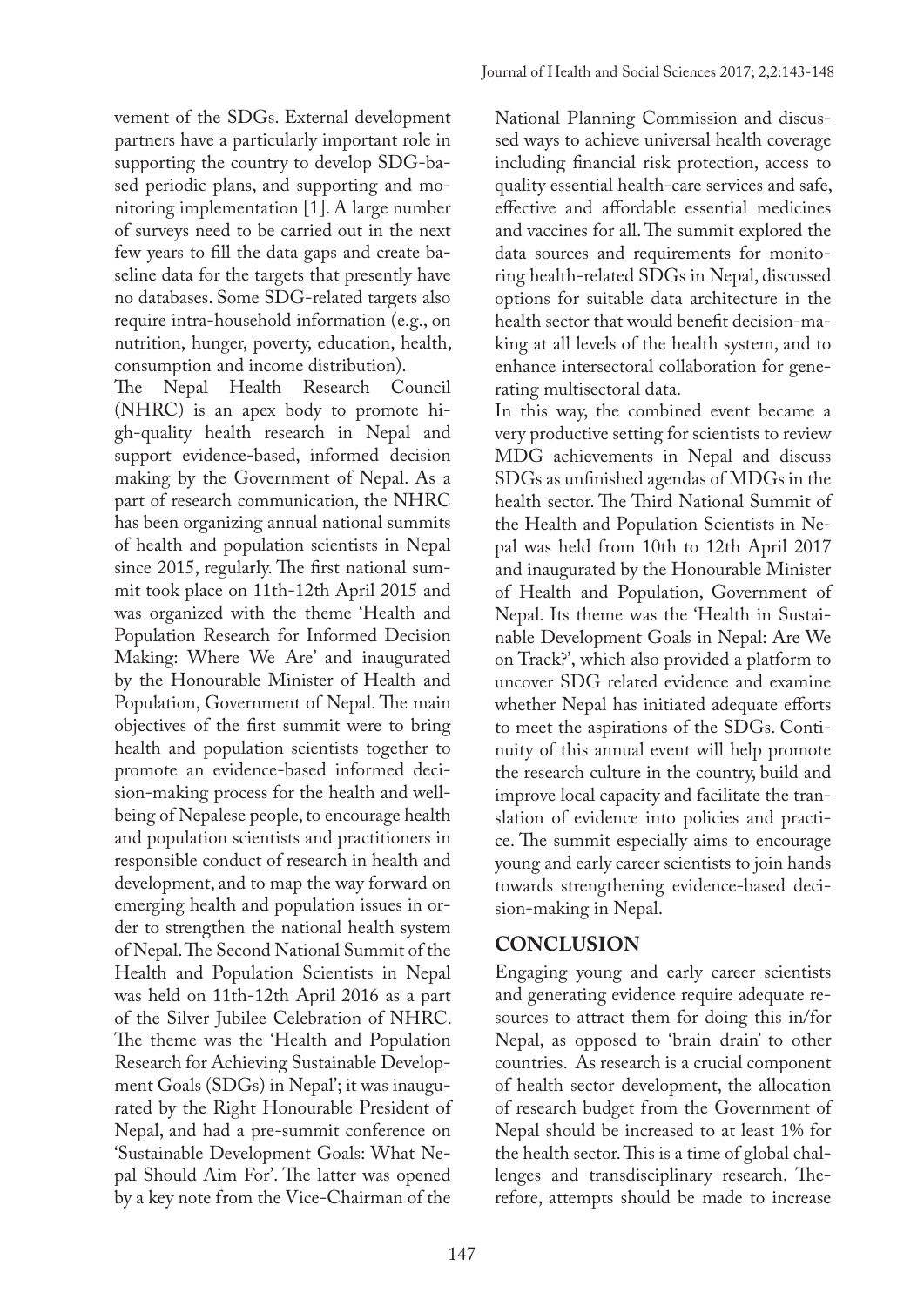vement of the SDGs. External development partners have a particularly important role in supporting the country to develop SDG-based periodic plans, and supporting and monitoring implementation [1]. A large number of surveys need to be carried out in the next few years to fill the data gaps and create baseline data for the targets that presently have no databases. Some SDG-related targets also require intra-household information (e.g., on nutrition, hunger, poverty, education, health, consumption and income distribution).

The Nepal Health Research Council (NHRC) is an apex body to promote high-quality health research in Nepal and support evidence-based, informed decision making by the Government of Nepal. As a part of research communication, the NHRC has been organizing annual national summits of health and population scientists in Nepal since 2015, regularly. The first national summit took place on 11th-12th April 2015 and was organized with the theme 'Health and Population Research for Informed Decision Making: Where We Are' and inaugurated by the Honourable Minister of Health and Population, Government of Nepal. The main objectives of the first summit were to bring health and population scientists together to promote an evidence-based informed decision-making process for the health and wellbeing of Nepalese people, to encourage health and population scientists and practitioners in responsible conduct of research in health and development, and to map the way forward on emerging health and population issues in order to strengthen the national health system of Nepal. The Second National Summit of the Health and Population Scientists in Nepal was held on 11th-12th April 2016 as a part of the Silver Jubilee Celebration of NHRC. The theme was the 'Health and Population Research for Achieving Sustainable Development Goals (SDGs) in Nepal'; it was inaugurated by the Right Honourable President of Nepal, and had a pre-summit conference on 'Sustainable Development Goals: What Nepal Should Aim For'. The latter was opened by a key note from the Vice-Chairman of the National Planning Commission and discussed ways to achieve universal health coverage including financial risk protection, access to quality essential health-care services and safe, effective and affordable essential medicines and vaccines for all. The summit explored the data sources and requirements for monitoring health-related SDGs in Nepal, discussed options for suitable data architecture in the health sector that would benefit decision-making at all levels of the health system, and to enhance intersectoral collaboration for generating multisectoral data.

In this way, the combined event became a very productive setting for scientists to review MDG achievements in Nepal and discuss SDGs as unfinished agendas of MDGs in the health sector. The Third National Summit of the Health and Population Scientists in Nepal was held from 10th to 12th April 2017 and inaugurated by the Honourable Minister of Health and Population, Government of Nepal. Its theme was the 'Health in Sustainable Development Goals in Nepal: Are We on Track?', which also provided a platform to uncover SDG related evidence and examine whether Nepal has initiated adequate efforts to meet the aspirations of the SDGs. Continuity of this annual event will help promote the research culture in the country, build and improve local capacity and facilitate the translation of evidence into policies and practice. The summit especially aims to encourage young and early career scientists to join hands towards strengthening evidence-based decision-making in Nepal.

## CONCLUSION

Engaging young and early career scientists and generating evidence require adequate resources to attract them for doing this in/for Nepal, as opposed to 'brain drain' to other countries. As research is a crucial component of health sector development, the allocation of research budget from the Government of Nepal should be increased to at least 1% for the health sector. This is a time of global challenges and transdisciplinary research. Therefore, attempts should be made to increase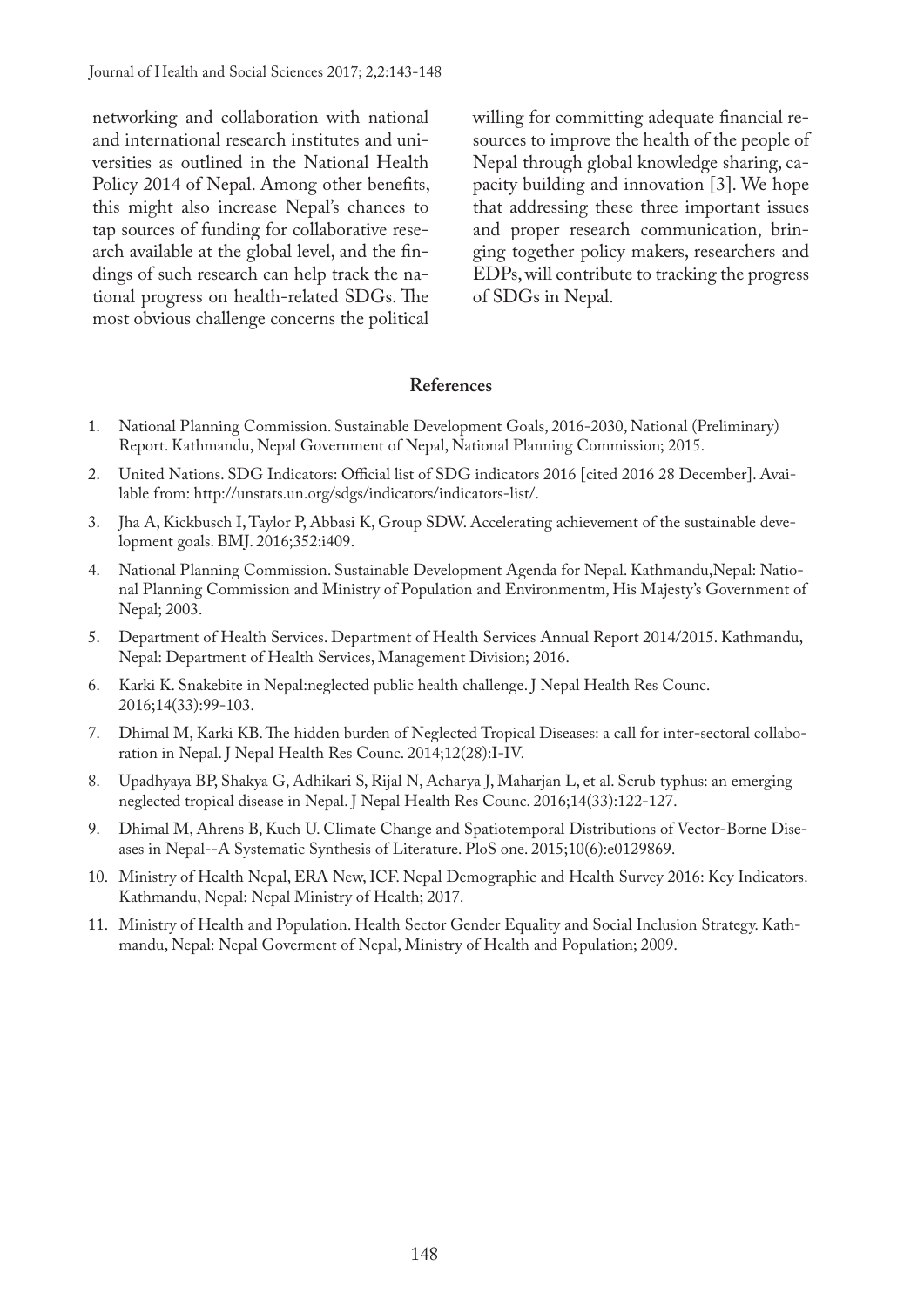networking and collaboration with national and international research institutes and universities as outlined in the National Health Policy 2014 of Nepal. Among other benefits, this might also increase Nepal's chances to tap sources of funding for collaborative research available at the global level, and the findings of such research can help track the national progress on health-related SDGs. The most obvious challenge concerns the political willing for committing adequate financial resources to improve the health of the people of Nepal through global knowledge sharing, capacity building and innovation [3]. We hope that addressing these three important issues and proper research communication, bringing together policy makers, researchers and EDPs, will contribute to tracking the progress of SDGs in Nepal.

## References

1. National Planning Commission. Sustainable Development Goals, 2016-2030, National (Preliminary) Report. Kathmandu, Nepal Government of Nepal, National Planning Commission; 2015.
2. United Nations. SDG Indicators: Official list of SDG indicators 2016 [cited 2016 28 December]. Available from: http://unstats.un.org/sdgs/indicators/indicators-list/.
3. Jha A, Kickbusch I, Taylor P, Abbasi K, Group SDW. Accelerating achievement of the sustainable development goals. BMJ. 2016;352:i409.
4. National Planning Commission. Sustainable Development Agenda for Nepal. Kathmandu,Nepal: National Planning Commission and Ministry of Population and Environmentm, His Majesty's Government of Nepal; 2003.
5. Department of Health Services. Department of Health Services Annual Report 2014/2015. Kathmandu, Nepal: Department of Health Services, Management Division; 2016.
6. Karki K. Snakebite in Nepal:neglected public health challenge. J Nepal Health Res Counc. 2016;14(33):99-103.
7. Dhimal M, Karki KB. The hidden burden of Neglected Tropical Diseases: a call for inter-sectoral collaboration in Nepal. J Nepal Health Res Counc. 2014;12(28):I-IV.
8. Upadhyaya BP, Shakya G, Adhikari S, Rijal N, Acharya J, Maharjan L, et al. Scrub typhus: an emerging neglected tropical disease in Nepal. J Nepal Health Res Counc. 2016;14(33):122-127.
9. Dhimal M, Ahrens B, Kuch U. Climate Change and Spatiotemporal Distributions of Vector-Borne Diseases in Nepal--A Systematic Synthesis of Literature. PloS one. 2015;10(6):e0129869.
10. Ministry of Health Nepal, ERA New, ICF. Nepal Demographic and Health Survey 2016: Key Indicators. Kathmandu, Nepal: Nepal Ministry of Health; 2017.
11. Ministry of Health and Population. Health Sector Gender Equality and Social Inclusion Strategy. Kathmandu, Nepal: Nepal Goverment of Nepal, Ministry of Health and Population; 2009.